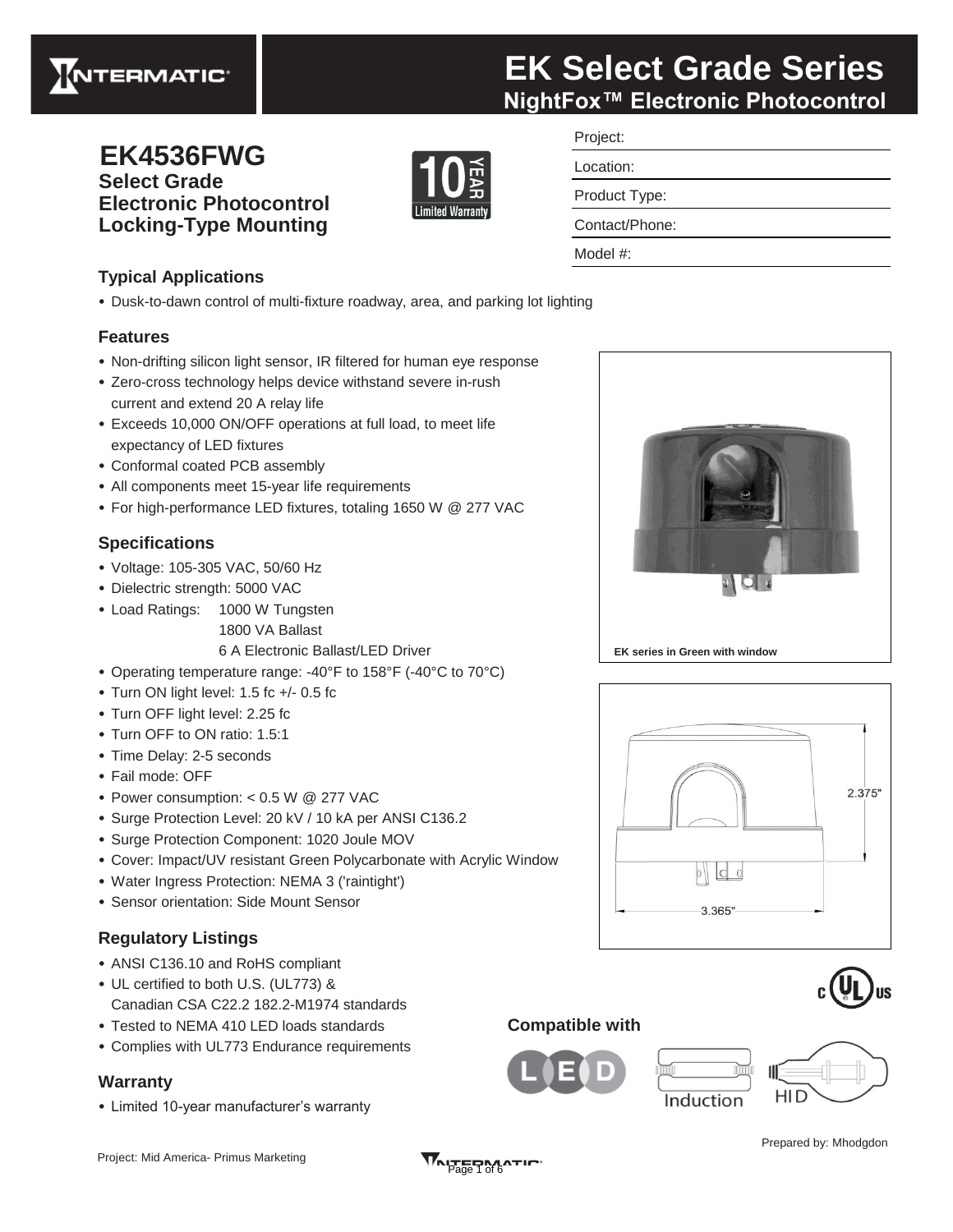# EK Select Grade Series

## NightFox™ Electronic Photocontrol

## EK4536FWG

**Select Grade Electronic Photocontrol Locking-Type Mounting**

10 YEAR Limited Warranty

| Project: |
|---|
| Location: |
| Product Type: |
| Contact/Phone: |
| Model #: |

### Typical Applications

- Dusk-to-dawn control of multi-fixture roadway, area, and parking lot lighting

### Features

- Non-drifting silicon light sensor, IR filtered for human eye response
- Zero-cross technology helps device withstand severe in-rush current and extend 20 A relay life
- Exceeds 10,000 ON/OFF operations at full load, to meet life expectancy of LED fixtures
- Conformal coated PCB assembly
- All components meet 15-year life requirements
- For high-performance LED fixtures, totaling 1650 W @ 277 VAC

### Specifications

- Voltage: 105-305 VAC, 50/60 Hz
- Dielectric strength: 5000 VAC
- Load Ratings: 1000 W Tungsten
  1800 VA Ballast
  6 A Electronic Ballast/LED Driver
- Operating temperature range: -40°F to 158°F (-40°C to 70°C)
- Turn ON light level: 1.5 fc +/- 0.5 fc
- Turn OFF light level: 2.25 fc
- Turn OFF to ON ratio: 1.5:1
- Time Delay: 2-5 seconds
- Fail mode: OFF
- Power consumption: < 0.5 W @ 277 VAC
- Surge Protection Level: 20 kV / 10 kA per ANSI C136.2
- Surge Protection Component: 1020 Joule MOV
- Cover: Impact/UV resistant Green Polycarbonate with Acrylic Window
- Water Ingress Protection: NEMA 3 ('raintight')
- Sensor orientation: Side Mount Sensor

EK series in Green with window

2.375"

3.365"

### Regulatory Listings

- ANSI C136.10 and RoHS compliant
- UL certified to both U.S. (UL773) & Canadian CSA C22.2 182.2-M1974 standards
- Tested to NEMA 410 LED loads standards
- Complies with UL773 Endurance requirements

### Warranty

- Limited 10-year manufacturer's warranty

### Compatible with

LED Induction HID

Prepared by: Mhodgdon

Project: Mid America- Primus Marketing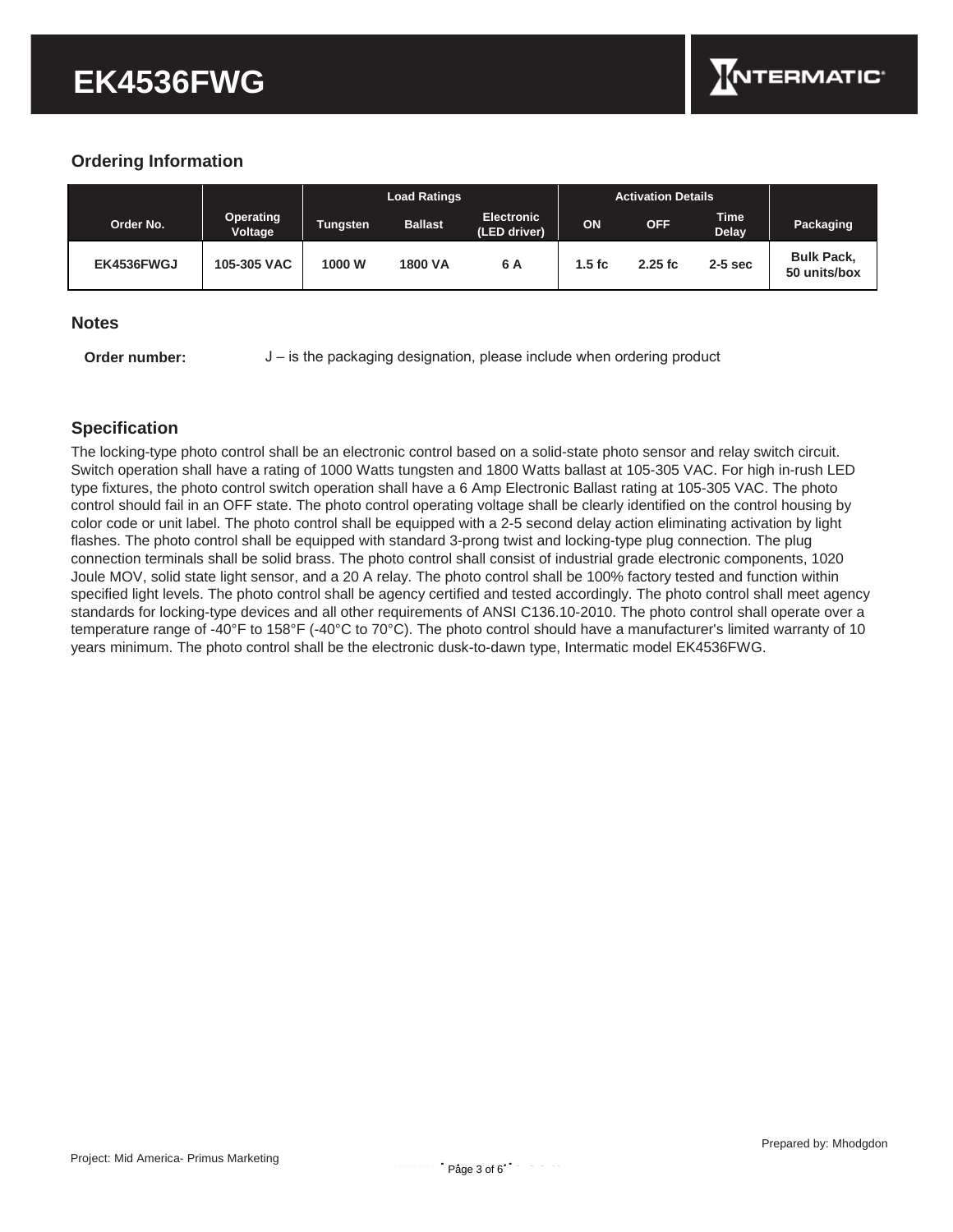# EK4536FWG

## Ordering Information

| | | Load Ratings | | | Activation Details | | | |
|---|---|---|---|---|---|---|---|---|
| Order No. | Operating Voltage | Tungsten | Ballast | Electronic (LED driver) | ON | OFF | Time Delay | Packaging |
| EK4536FWGJ | 105-305 VAC | 1000 W | 1800 VA | 6 A | 1.5 fc | 2.25 fc | 2-5 sec | Bulk Pack, 50 units/box |

## Notes

**Order number:** J – is the packaging designation, please include when ordering product

## Specification

The locking-type photo control shall be an electronic control based on a solid-state photo sensor and relay switch circuit. Switch operation shall have a rating of 1000 Watts tungsten and 1800 Watts ballast at 105-305 VAC. For high in-rush LED type fixtures, the photo control switch operation shall have a 6 Amp Electronic Ballast rating at 105-305 VAC. The photo control should fail in an OFF state. The photo control operating voltage shall be clearly identified on the control housing by color code or unit label. The photo control shall be equipped with a 2-5 second delay action eliminating activation by light flashes. The photo control shall be equipped with standard 3-prong twist and locking-type plug connection. The plug connection terminals shall be solid brass. The photo control shall consist of industrial grade electronic components, 1020 Joule MOV, solid state light sensor, and a 20 A relay. The photo control shall be 100% factory tested and function within specified light levels. The photo control shall be agency certified and tested accordingly. The photo control shall meet agency standards for locking-type devices and all other requirements of ANSI C136.10-2010. The photo control shall operate over a temperature range of -40°F to 158°F (-40°C to 70°C). The photo control should have a manufacturer's limited warranty of 10 years minimum. The photo control shall be the electronic dusk-to-dawn type, Intermatic model EK4536FWG.

Prepared by: Mhodgdon

Project: Mid America- Primus Marketing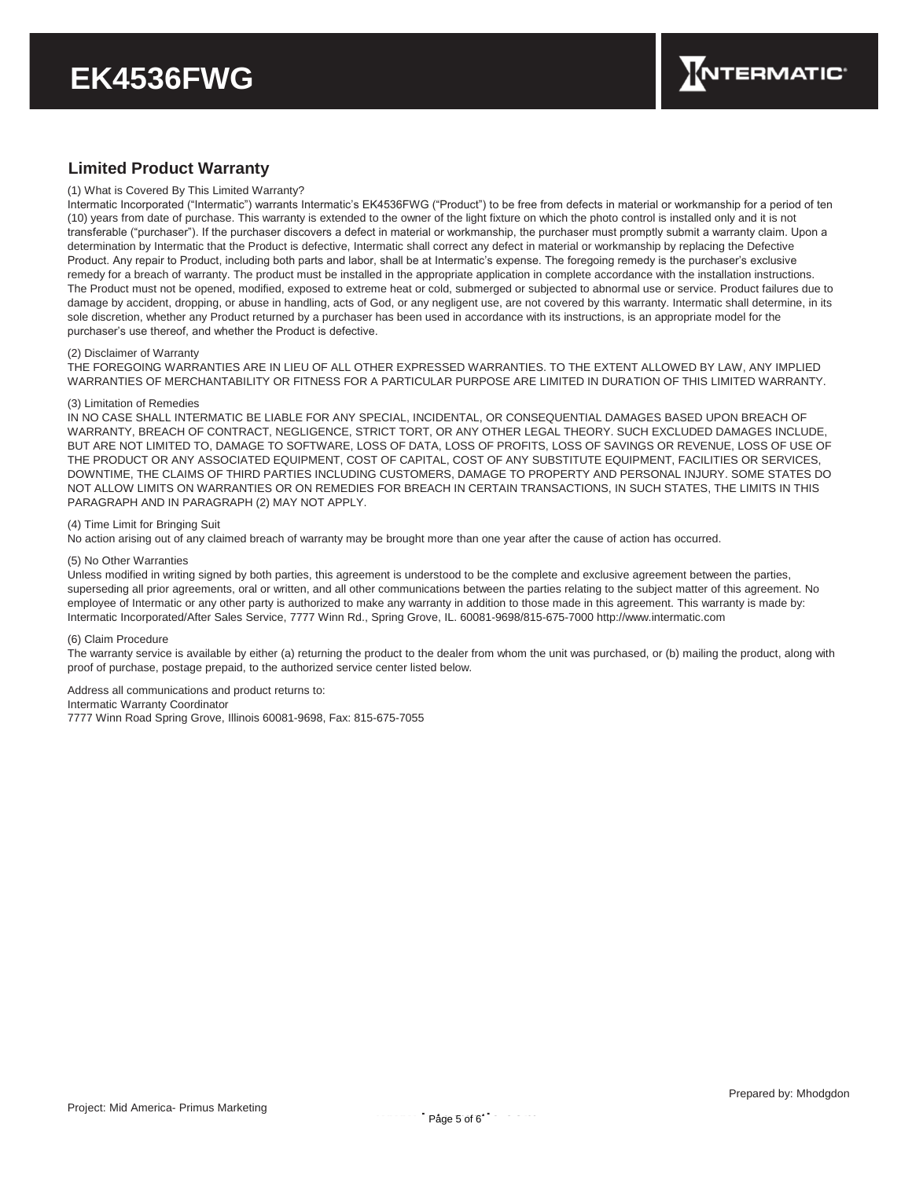# EK4536FWG

## Limited Product Warranty

(1) What is Covered By This Limited Warranty?

Intermatic Incorporated ("Intermatic") warrants Intermatic's EK4536FWG ("Product") to be free from defects in material or workmanship for a period of ten (10) years from date of purchase. This warranty is extended to the owner of the light fixture on which the photo control is installed only and it is not transferable ("purchaser"). If the purchaser discovers a defect in material or workmanship, the purchaser must promptly submit a warranty claim. Upon a determination by Intermatic that the Product is defective, Intermatic shall correct any defect in material or workmanship by replacing the Defective Product. Any repair to Product, including both parts and labor, shall be at Intermatic's expense. The foregoing remedy is the purchaser's exclusive remedy for a breach of warranty. The product must be installed in the appropriate application in complete accordance with the installation instructions. The Product must not be opened, modified, exposed to extreme heat or cold, submerged or subjected to abnormal use or service. Product failures due to damage by accident, dropping, or abuse in handling, acts of God, or any negligent use, are not covered by this warranty. Intermatic shall determine, in its sole discretion, whether any Product returned by a purchaser has been used in accordance with its instructions, is an appropriate model for the purchaser's use thereof, and whether the Product is defective.

(2) Disclaimer of Warranty

THE FOREGOING WARRANTIES ARE IN LIEU OF ALL OTHER EXPRESSED WARRANTIES. TO THE EXTENT ALLOWED BY LAW, ANY IMPLIED WARRANTIES OF MERCHANTABILITY OR FITNESS FOR A PARTICULAR PURPOSE ARE LIMITED IN DURATION OF THIS LIMITED WARRANTY.

(3) Limitation of Remedies

IN NO CASE SHALL INTERMATIC BE LIABLE FOR ANY SPECIAL, INCIDENTAL, OR CONSEQUENTIAL DAMAGES BASED UPON BREACH OF WARRANTY, BREACH OF CONTRACT, NEGLIGENCE, STRICT TORT, OR ANY OTHER LEGAL THEORY. SUCH EXCLUDED DAMAGES INCLUDE, BUT ARE NOT LIMITED TO, DAMAGE TO SOFTWARE, LOSS OF DATA, LOSS OF PROFITS, LOSS OF SAVINGS OR REVENUE, LOSS OF USE OF THE PRODUCT OR ANY ASSOCIATED EQUIPMENT, COST OF CAPITAL, COST OF ANY SUBSTITUTE EQUIPMENT, FACILITIES OR SERVICES, DOWNTIME, THE CLAIMS OF THIRD PARTIES INCLUDING CUSTOMERS, DAMAGE TO PROPERTY AND PERSONAL INJURY. SOME STATES DO NOT ALLOW LIMITS ON WARRANTIES OR ON REMEDIES FOR BREACH IN CERTAIN TRANSACTIONS, IN SUCH STATES, THE LIMITS IN THIS PARAGRAPH AND IN PARAGRAPH (2) MAY NOT APPLY.

(4) Time Limit for Bringing Suit

No action arising out of any claimed breach of warranty may be brought more than one year after the cause of action has occurred.

(5) No Other Warranties

Unless modified in writing signed by both parties, this agreement is understood to be the complete and exclusive agreement between the parties, superseding all prior agreements, oral or written, and all other communications between the parties relating to the subject matter of this agreement. No employee of Intermatic or any other party is authorized to make any warranty in addition to those made in this agreement. This warranty is made by: Intermatic Incorporated/After Sales Service, 7777 Winn Rd., Spring Grove, IL. 60081-9698/815-675-7000 http://www.intermatic.com

(6) Claim Procedure

The warranty service is available by either (a) returning the product to the dealer from whom the unit was purchased, or (b) mailing the product, along with proof of purchase, postage prepaid, to the authorized service center listed below.

Address all communications and product returns to:
Intermatic Warranty Coordinator
7777 Winn Road Spring Grove, Illinois 60081-9698, Fax: 815-675-7055